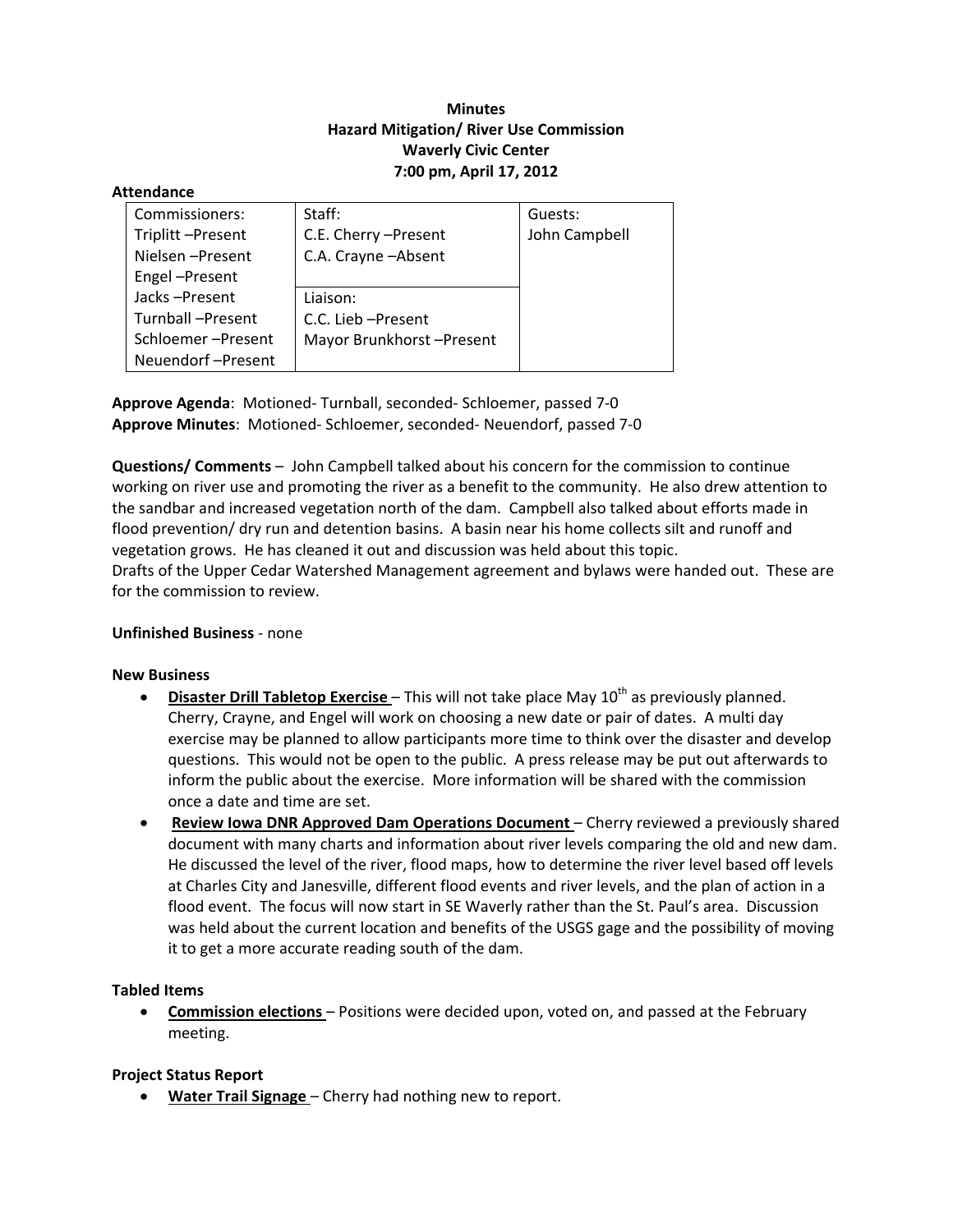**Minutes**
**Hazard Mitigation/ River Use Commission**
**Waverly Civic Center**
**7:00 pm, April 17, 2012**

**Attendance**

| Commissioners: | Staff: | Guests: |
|---|---|---|
| Triplitt –Present | C.E. Cherry –Present | John Campbell |
| Nielsen –Present | C.A. Crayne –Absent | |
| Engel –Present | | |
| Jacks –Present | Liaison: | |
| Turnball –Present | C.C. Lieb –Present | |
| Schloemer –Present | Mayor Brunkhorst –Present | |
| Neuendorf –Present | | |

**Approve Agenda**: Motioned- Turnball, seconded- Schloemer, passed 7-0
**Approve Minutes**: Motioned- Schloemer, seconded- Neuendorf, passed 7-0

**Questions/ Comments** – John Campbell talked about his concern for the commission to continue working on river use and promoting the river as a benefit to the community. He also drew attention to the sandbar and increased vegetation north of the dam. Campbell also talked about efforts made in flood prevention/ dry run and detention basins. A basin near his home collects silt and runoff and vegetation grows. He has cleaned it out and discussion was held about this topic.
Drafts of the Upper Cedar Watershed Management agreement and bylaws were handed out. These are for the commission to review.

**Unfinished Business** - none

**New Business**

- **<u>Disaster Drill Tabletop Exercise</u>** – This will not take place May 10th as previously planned. Cherry, Crayne, and Engel will work on choosing a new date or pair of dates. A multi day exercise may be planned to allow participants more time to think over the disaster and develop questions. This would not be open to the public. A press release may be put out afterwards to inform the public about the exercise. More information will be shared with the commission once a date and time are set.
- **<u>Review Iowa DNR Approved Dam Operations Document</u>** – Cherry reviewed a previously shared document with many charts and information about river levels comparing the old and new dam. He discussed the level of the river, flood maps, how to determine the river level based off levels at Charles City and Janesville, different flood events and river levels, and the plan of action in a flood event. The focus will now start in SE Waverly rather than the St. Paul's area. Discussion was held about the current location and benefits of the USGS gage and the possibility of moving it to get a more accurate reading south of the dam.

**Tabled Items**

- **<u>Commission elections</u>** – Positions were decided upon, voted on, and passed at the February meeting.

**Project Status Report**

- **<u>Water Trail Signage</u>** – Cherry had nothing new to report.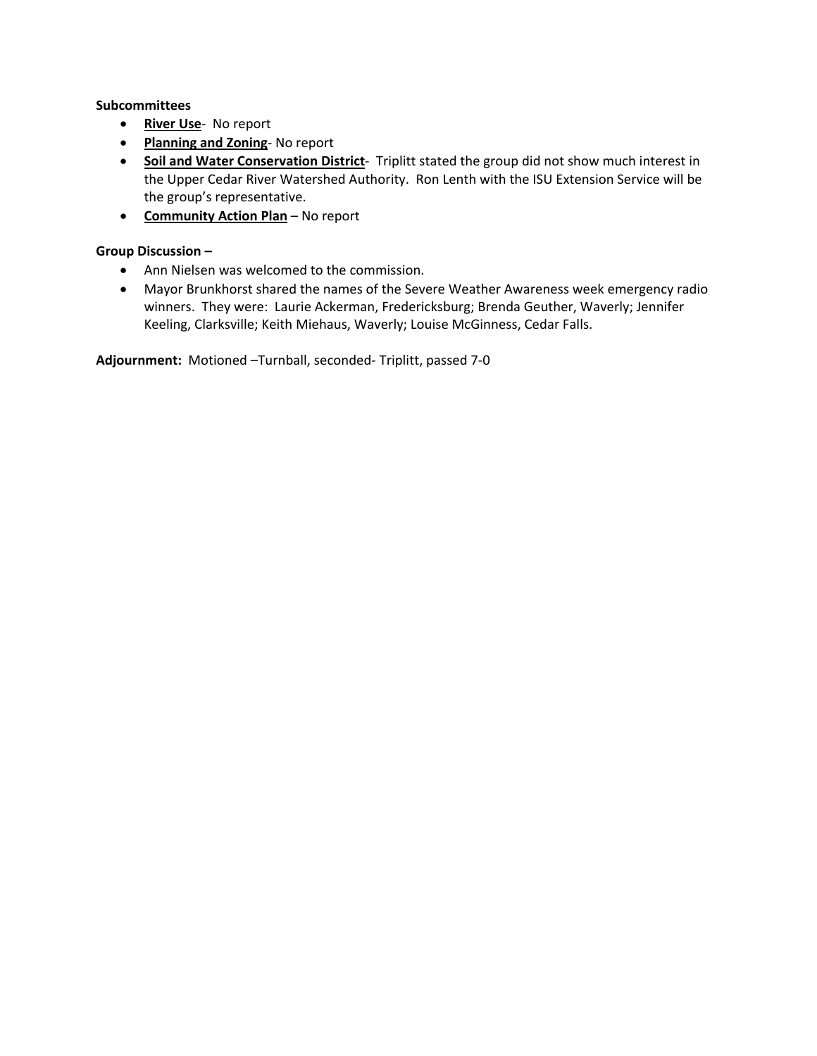**Subcommittees**

- **River Use**- No report
- **Planning and Zoning**- No report
- **Soil and Water Conservation District**- Triplitt stated the group did not show much interest in the Upper Cedar River Watershed Authority. Ron Lenth with the ISU Extension Service will be the group's representative.
- **Community Action Plan** – No report

**Group Discussion –**

- Ann Nielsen was welcomed to the commission.
- Mayor Brunkhorst shared the names of the Severe Weather Awareness week emergency radio winners. They were: Laurie Ackerman, Fredericksburg; Brenda Geuther, Waverly; Jennifer Keeling, Clarksville; Keith Miehaus, Waverly; Louise McGinness, Cedar Falls.

**Adjournment:** Motioned –Turnball, seconded- Triplitt, passed 7-0